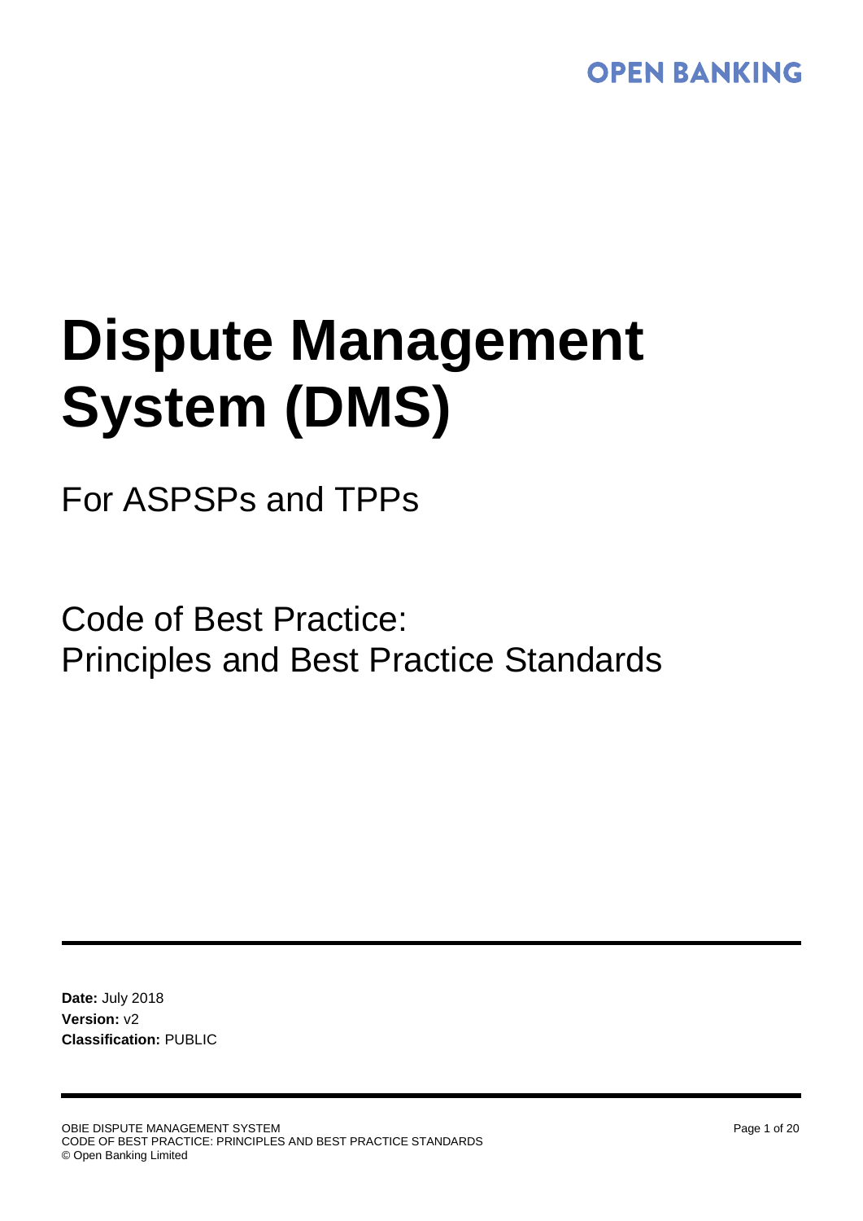OPEN BANKING

# Dispute Management System (DMS)

For ASPSPs and TPPs

Code of Best Practice:
Principles and Best Practice Standards

**Date:** July 2018
**Version:** v2
**Classification:** PUBLIC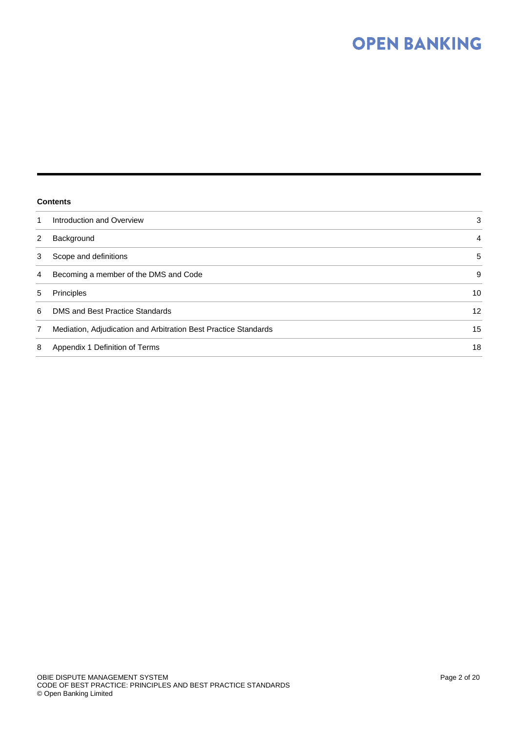**Contents**

| | | |
|---|---|---|
| 1 | Introduction and Overview | 3 |
| 2 | Background | 4 |
| 3 | Scope and definitions | 5 |
| 4 | Becoming a member of the DMS and Code | 9 |
| 5 | Principles | 10 |
| 6 | DMS and Best Practice Standards | 12 |
| 7 | Mediation, Adjudication and Arbitration Best Practice Standards | 15 |
| 8 | Appendix 1 Definition of Terms | 18 |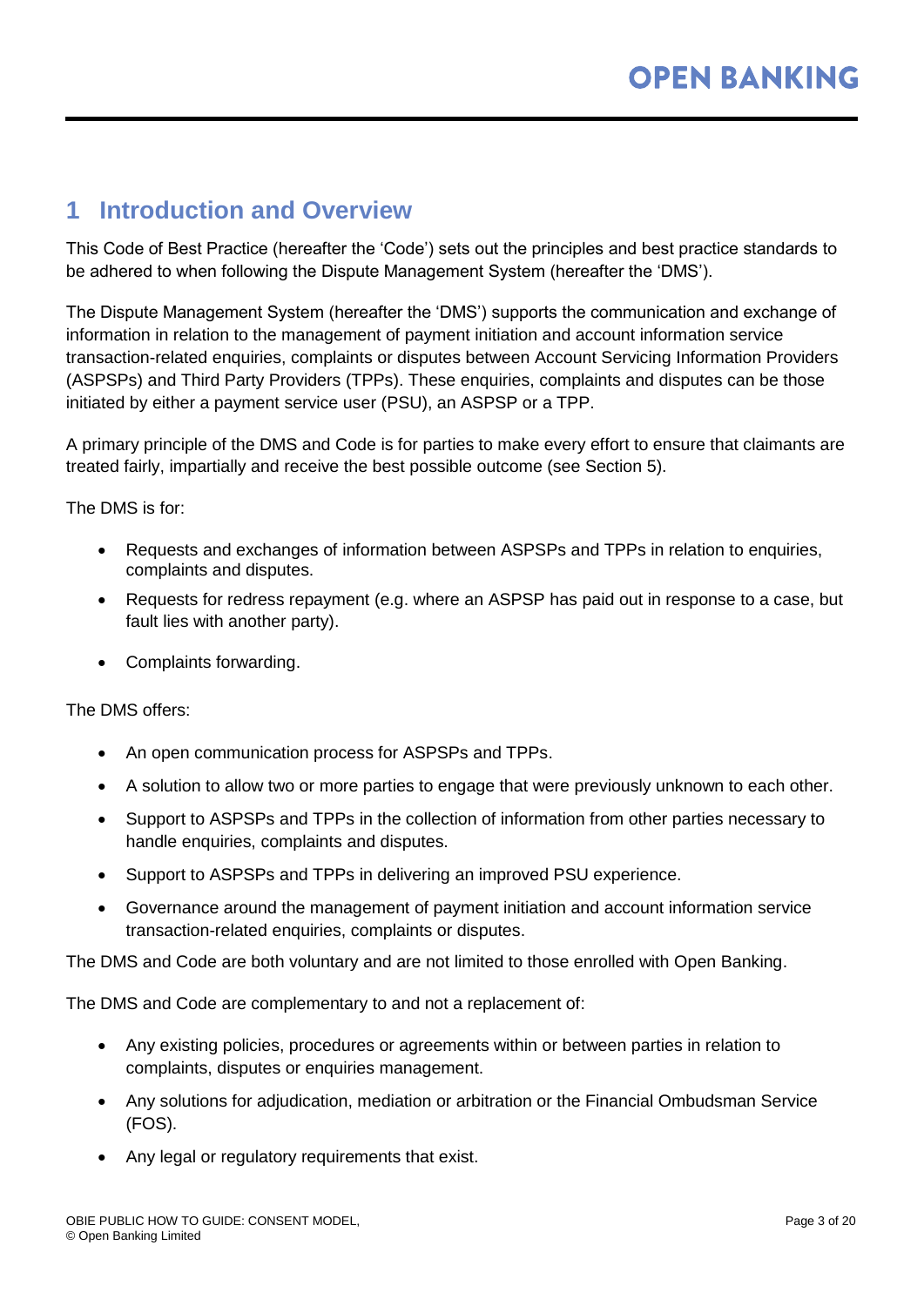# 1 Introduction and Overview

This Code of Best Practice (hereafter the 'Code') sets out the principles and best practice standards to be adhered to when following the Dispute Management System (hereafter the 'DMS').

The Dispute Management System (hereafter the 'DMS') supports the communication and exchange of information in relation to the management of payment initiation and account information service transaction-related enquiries, complaints or disputes between Account Servicing Information Providers (ASPSPs) and Third Party Providers (TPPs). These enquiries, complaints and disputes can be those initiated by either a payment service user (PSU), an ASPSP or a TPP.

A primary principle of the DMS and Code is for parties to make every effort to ensure that claimants are treated fairly, impartially and receive the best possible outcome (see Section 5).

The DMS is for:

- Requests and exchanges of information between ASPSPs and TPPs in relation to enquiries, complaints and disputes.
- Requests for redress repayment (e.g. where an ASPSP has paid out in response to a case, but fault lies with another party).
- Complaints forwarding.

The DMS offers:

- An open communication process for ASPSPs and TPPs.
- A solution to allow two or more parties to engage that were previously unknown to each other.
- Support to ASPSPs and TPPs in the collection of information from other parties necessary to handle enquiries, complaints and disputes.
- Support to ASPSPs and TPPs in delivering an improved PSU experience.
- Governance around the management of payment initiation and account information service transaction-related enquiries, complaints or disputes.

The DMS and Code are both voluntary and are not limited to those enrolled with Open Banking.

The DMS and Code are complementary to and not a replacement of:

- Any existing policies, procedures or agreements within or between parties in relation to complaints, disputes or enquiries management.
- Any solutions for adjudication, mediation or arbitration or the Financial Ombudsman Service (FOS).
- Any legal or regulatory requirements that exist.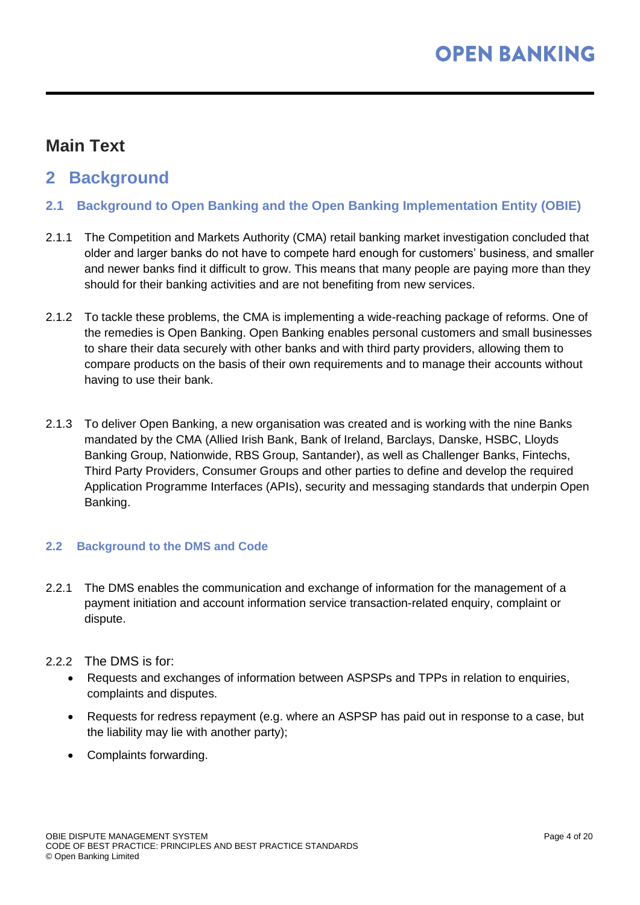# Main Text

## 2 Background

### 2.1 Background to Open Banking and the Open Banking Implementation Entity (OBIE)

2.1.1 The Competition and Markets Authority (CMA) retail banking market investigation concluded that older and larger banks do not have to compete hard enough for customers' business, and smaller and newer banks find it difficult to grow. This means that many people are paying more than they should for their banking activities and are not benefiting from new services.

2.1.2 To tackle these problems, the CMA is implementing a wide-reaching package of reforms. One of the remedies is Open Banking. Open Banking enables personal customers and small businesses to share their data securely with other banks and with third party providers, allowing them to compare products on the basis of their own requirements and to manage their accounts without having to use their bank.

2.1.3 To deliver Open Banking, a new organisation was created and is working with the nine Banks mandated by the CMA (Allied Irish Bank, Bank of Ireland, Barclays, Danske, HSBC, Lloyds Banking Group, Nationwide, RBS Group, Santander), as well as Challenger Banks, Fintechs, Third Party Providers, Consumer Groups and other parties to define and develop the required Application Programme Interfaces (APIs), security and messaging standards that underpin Open Banking.

### 2.2 Background to the DMS and Code

2.2.1 The DMS enables the communication and exchange of information for the management of a payment initiation and account information service transaction-related enquiry, complaint or dispute.

2.2.2 The DMS is for:

- Requests and exchanges of information between ASPSPs and TPPs in relation to enquiries, complaints and disputes.
- Requests for redress repayment (e.g. where an ASPSP has paid out in response to a case, but the liability may lie with another party);
- Complaints forwarding.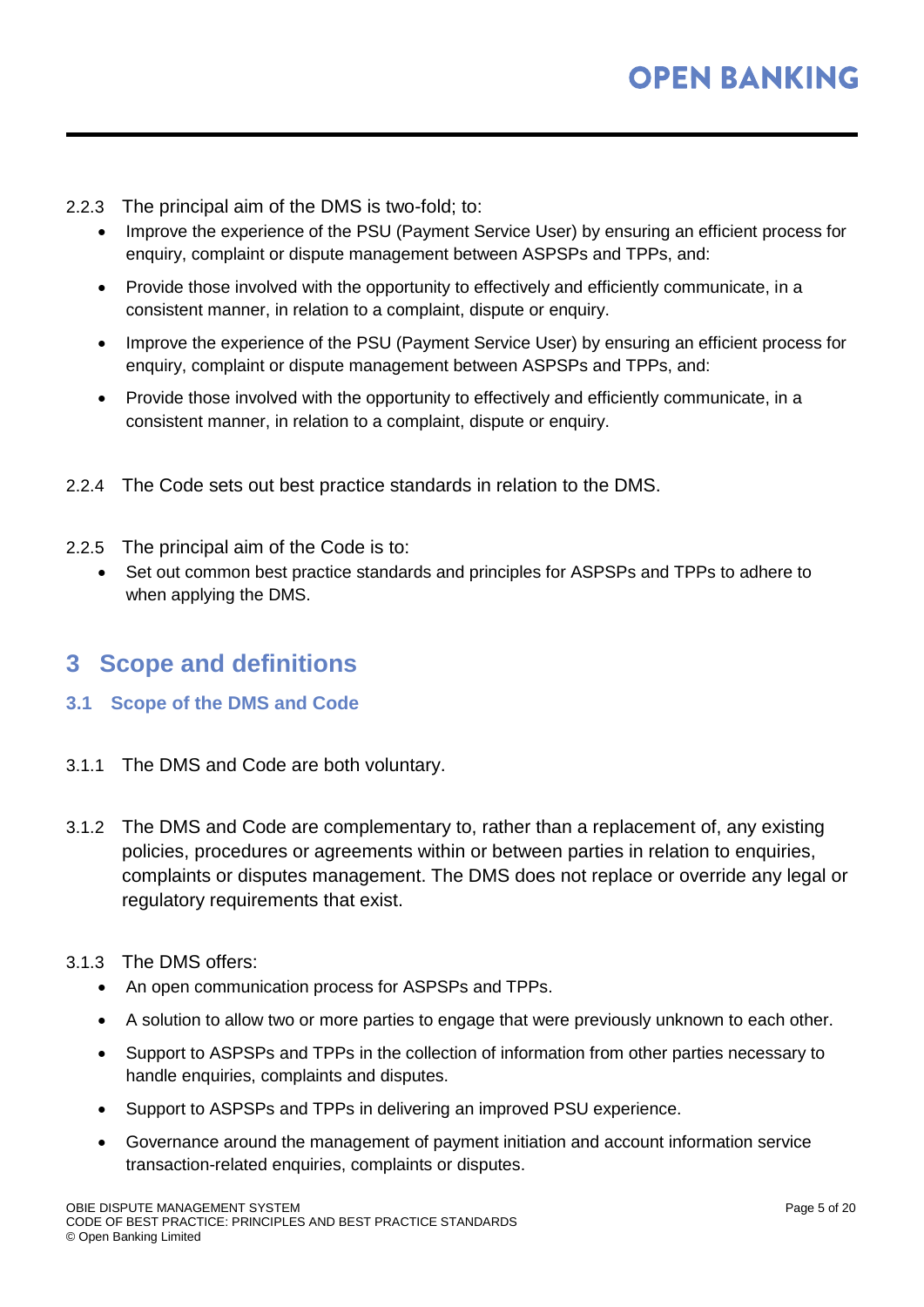2.2.3 The principal aim of the DMS is two-fold; to:

- Improve the experience of the PSU (Payment Service User) by ensuring an efficient process for enquiry, complaint or dispute management between ASPSPs and TPPs, and:
- Provide those involved with the opportunity to effectively and efficiently communicate, in a consistent manner, in relation to a complaint, dispute or enquiry.
- Improve the experience of the PSU (Payment Service User) by ensuring an efficient process for enquiry, complaint or dispute management between ASPSPs and TPPs, and:
- Provide those involved with the opportunity to effectively and efficiently communicate, in a consistent manner, in relation to a complaint, dispute or enquiry.

2.2.4 The Code sets out best practice standards in relation to the DMS.

2.2.5 The principal aim of the Code is to:

- Set out common best practice standards and principles for ASPSPs and TPPs to adhere to when applying the DMS.

# 3 Scope and definitions

## 3.1 Scope of the DMS and Code

3.1.1 The DMS and Code are both voluntary.

3.1.2 The DMS and Code are complementary to, rather than a replacement of, any existing policies, procedures or agreements within or between parties in relation to enquiries, complaints or disputes management. The DMS does not replace or override any legal or regulatory requirements that exist.

3.1.3 The DMS offers:

- An open communication process for ASPSPs and TPPs.
- A solution to allow two or more parties to engage that were previously unknown to each other.
- Support to ASPSPs and TPPs in the collection of information from other parties necessary to handle enquiries, complaints and disputes.
- Support to ASPSPs and TPPs in delivering an improved PSU experience.
- Governance around the management of payment initiation and account information service transaction-related enquiries, complaints or disputes.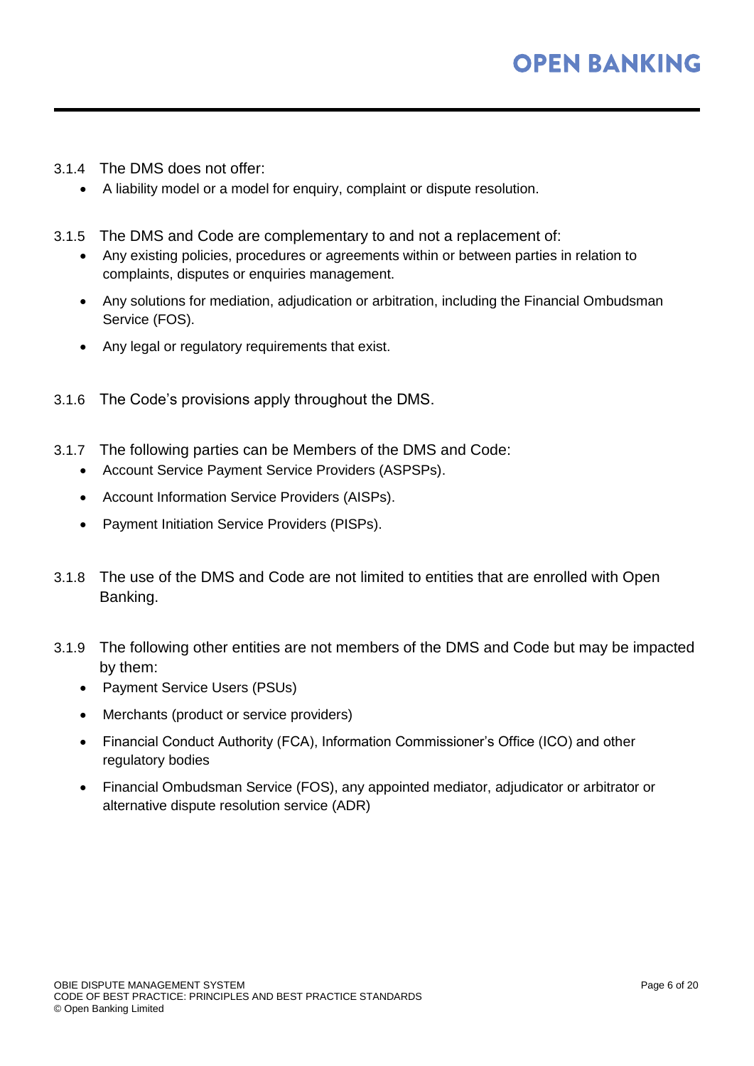3.1.4 The DMS does not offer:

- A liability model or a model for enquiry, complaint or dispute resolution.

3.1.5 The DMS and Code are complementary to and not a replacement of:

- Any existing policies, procedures or agreements within or between parties in relation to complaints, disputes or enquiries management.
- Any solutions for mediation, adjudication or arbitration, including the Financial Ombudsman Service (FOS).
- Any legal or regulatory requirements that exist.

3.1.6 The Code's provisions apply throughout the DMS.

3.1.7 The following parties can be Members of the DMS and Code:

- Account Service Payment Service Providers (ASPSPs).
- Account Information Service Providers (AISPs).
- Payment Initiation Service Providers (PISPs).

3.1.8 The use of the DMS and Code are not limited to entities that are enrolled with Open Banking.

3.1.9 The following other entities are not members of the DMS and Code but may be impacted by them:

- Payment Service Users (PSUs)
- Merchants (product or service providers)
- Financial Conduct Authority (FCA), Information Commissioner's Office (ICO) and other regulatory bodies
- Financial Ombudsman Service (FOS), any appointed mediator, adjudicator or arbitrator or alternative dispute resolution service (ADR)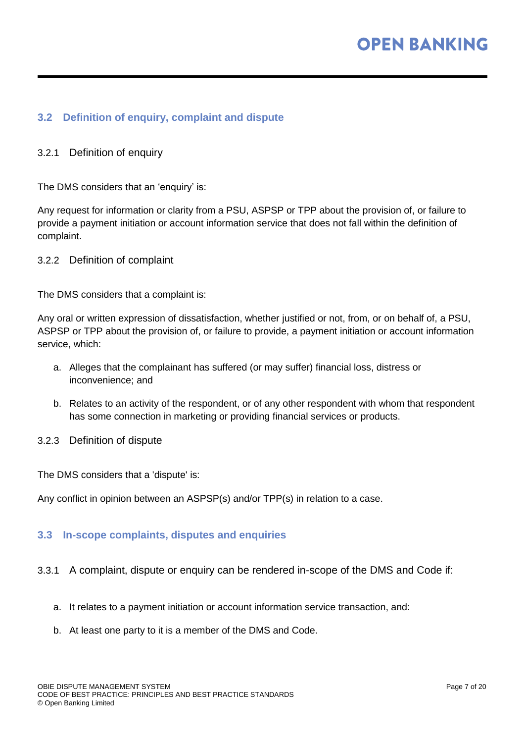## 3.2 Definition of enquiry, complaint and dispute

### 3.2.1 Definition of enquiry

The DMS considers that an 'enquiry' is:

Any request for information or clarity from a PSU, ASPSP or TPP about the provision of, or failure to provide a payment initiation or account information service that does not fall within the definition of complaint.

### 3.2.2 Definition of complaint

The DMS considers that a complaint is:

Any oral or written expression of dissatisfaction, whether justified or not, from, or on behalf of, a PSU, ASPSP or TPP about the provision of, or failure to provide, a payment initiation or account information service, which:

a. Alleges that the complainant has suffered (or may suffer) financial loss, distress or inconvenience; and

b. Relates to an activity of the respondent, or of any other respondent with whom that respondent has some connection in marketing or providing financial services or products.

### 3.2.3 Definition of dispute

The DMS considers that a 'dispute' is:

Any conflict in opinion between an ASPSP(s) and/or TPP(s) in relation to a case.

## 3.3 In-scope complaints, disputes and enquiries

### 3.3.1 A complaint, dispute or enquiry can be rendered in-scope of the DMS and Code if:

a. It relates to a payment initiation or account information service transaction, and:

b. At least one party to it is a member of the DMS and Code.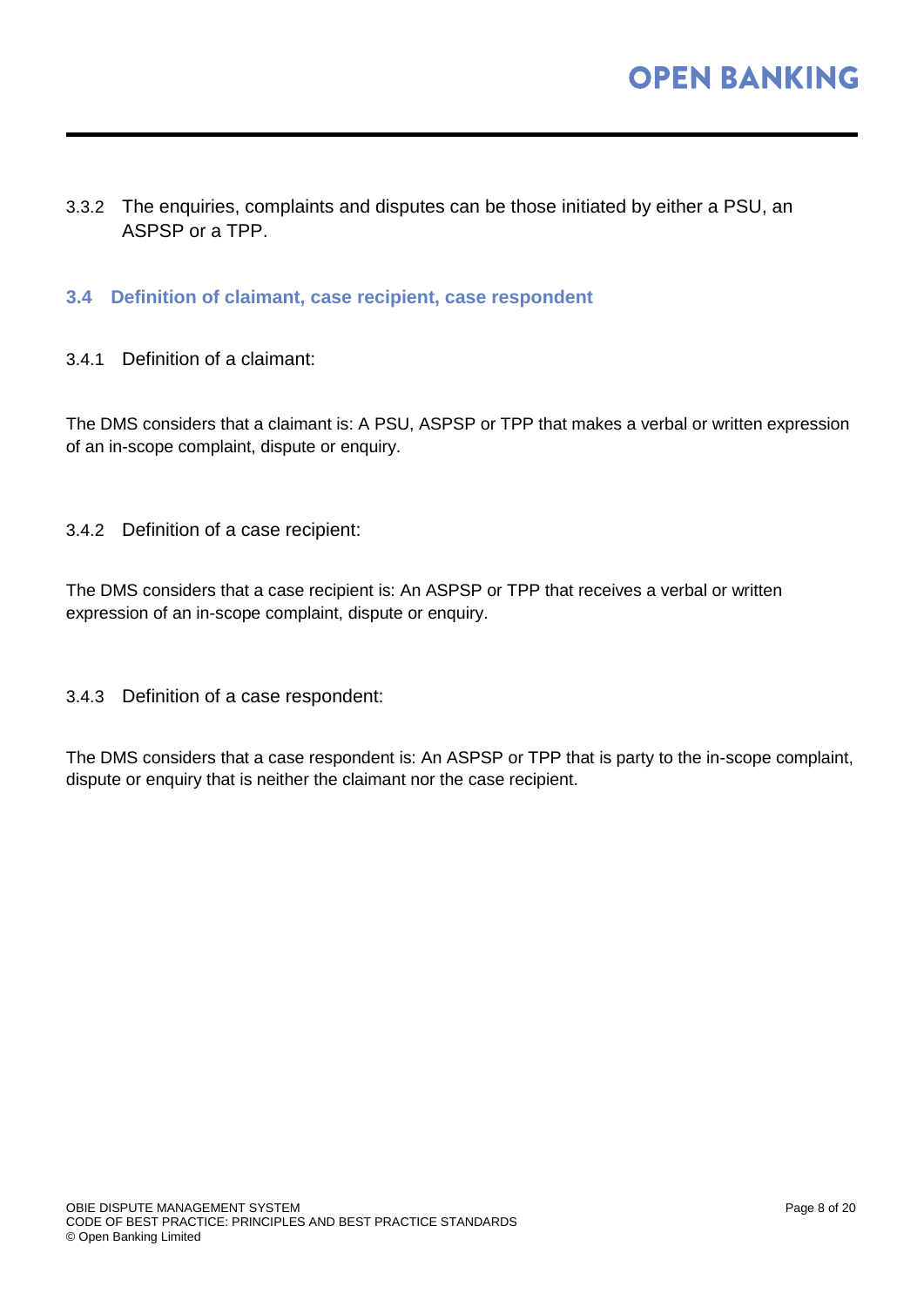3.3.2 The enquiries, complaints and disputes can be those initiated by either a PSU, an ASPSP or a TPP.

### 3.4 Definition of claimant, case recipient, case respondent

3.4.1 Definition of a claimant:

The DMS considers that a claimant is: A PSU, ASPSP or TPP that makes a verbal or written expression of an in-scope complaint, dispute or enquiry.

3.4.2 Definition of a case recipient:

The DMS considers that a case recipient is: An ASPSP or TPP that receives a verbal or written expression of an in-scope complaint, dispute or enquiry.

3.4.3 Definition of a case respondent:

The DMS considers that a case respondent is: An ASPSP or TPP that is party to the in-scope complaint, dispute or enquiry that is neither the claimant nor the case recipient.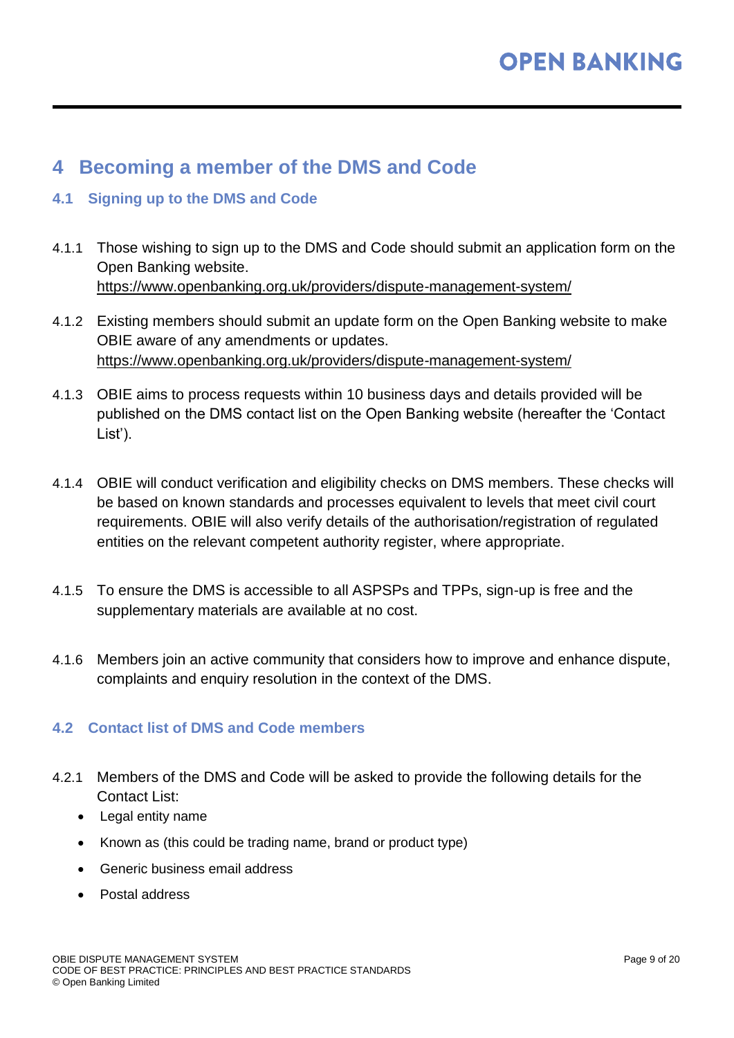# 4 Becoming a member of the DMS and Code

## 4.1 Signing up to the DMS and Code

4.1.1 Those wishing to sign up to the DMS and Code should submit an application form on the Open Banking website. https://www.openbanking.org.uk/providers/dispute-management-system/

4.1.2 Existing members should submit an update form on the Open Banking website to make OBIE aware of any amendments or updates. https://www.openbanking.org.uk/providers/dispute-management-system/

4.1.3 OBIE aims to process requests within 10 business days and details provided will be published on the DMS contact list on the Open Banking website (hereafter the 'Contact List').

4.1.4 OBIE will conduct verification and eligibility checks on DMS members. These checks will be based on known standards and processes equivalent to levels that meet civil court requirements. OBIE will also verify details of the authorisation/registration of regulated entities on the relevant competent authority register, where appropriate.

4.1.5 To ensure the DMS is accessible to all ASPSPs and TPPs, sign-up is free and the supplementary materials are available at no cost.

4.1.6 Members join an active community that considers how to improve and enhance dispute, complaints and enquiry resolution in the context of the DMS.

## 4.2 Contact list of DMS and Code members

4.2.1 Members of the DMS and Code will be asked to provide the following details for the Contact List:

- Legal entity name
- Known as (this could be trading name, brand or product type)
- Generic business email address
- Postal address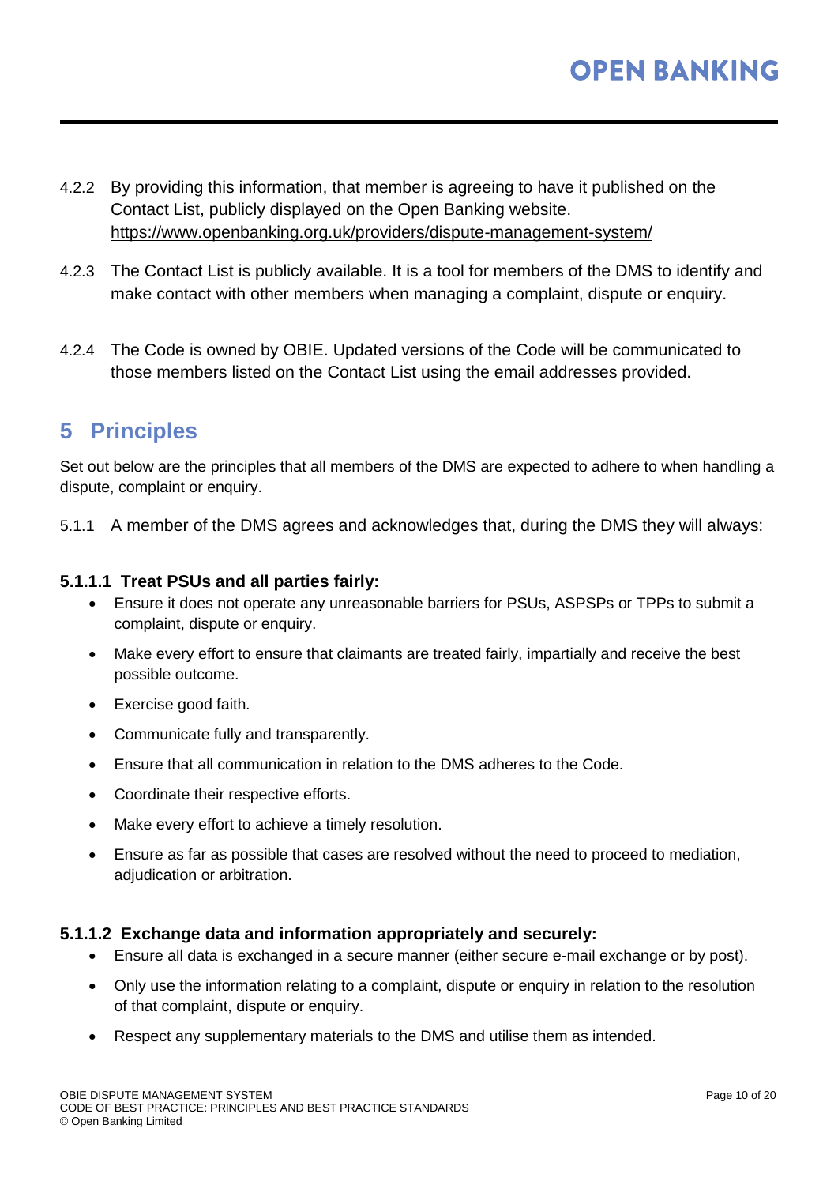4.2.2 By providing this information, that member is agreeing to have it published on the Contact List, publicly displayed on the Open Banking website. https://www.openbanking.org.uk/providers/dispute-management-system/

4.2.3 The Contact List is publicly available. It is a tool for members of the DMS to identify and make contact with other members when managing a complaint, dispute or enquiry.

4.2.4 The Code is owned by OBIE. Updated versions of the Code will be communicated to those members listed on the Contact List using the email addresses provided.

# 5 Principles

Set out below are the principles that all members of the DMS are expected to adhere to when handling a dispute, complaint or enquiry.

5.1.1 A member of the DMS agrees and acknowledges that, during the DMS they will always:

#### 5.1.1.1 Treat PSUs and all parties fairly:

- Ensure it does not operate any unreasonable barriers for PSUs, ASPSPs or TPPs to submit a complaint, dispute or enquiry.
- Make every effort to ensure that claimants are treated fairly, impartially and receive the best possible outcome.
- Exercise good faith.
- Communicate fully and transparently.
- Ensure that all communication in relation to the DMS adheres to the Code.
- Coordinate their respective efforts.
- Make every effort to achieve a timely resolution.
- Ensure as far as possible that cases are resolved without the need to proceed to mediation, adjudication or arbitration.

#### 5.1.1.2 Exchange data and information appropriately and securely:

- Ensure all data is exchanged in a secure manner (either secure e-mail exchange or by post).
- Only use the information relating to a complaint, dispute or enquiry in relation to the resolution of that complaint, dispute or enquiry.
- Respect any supplementary materials to the DMS and utilise them as intended.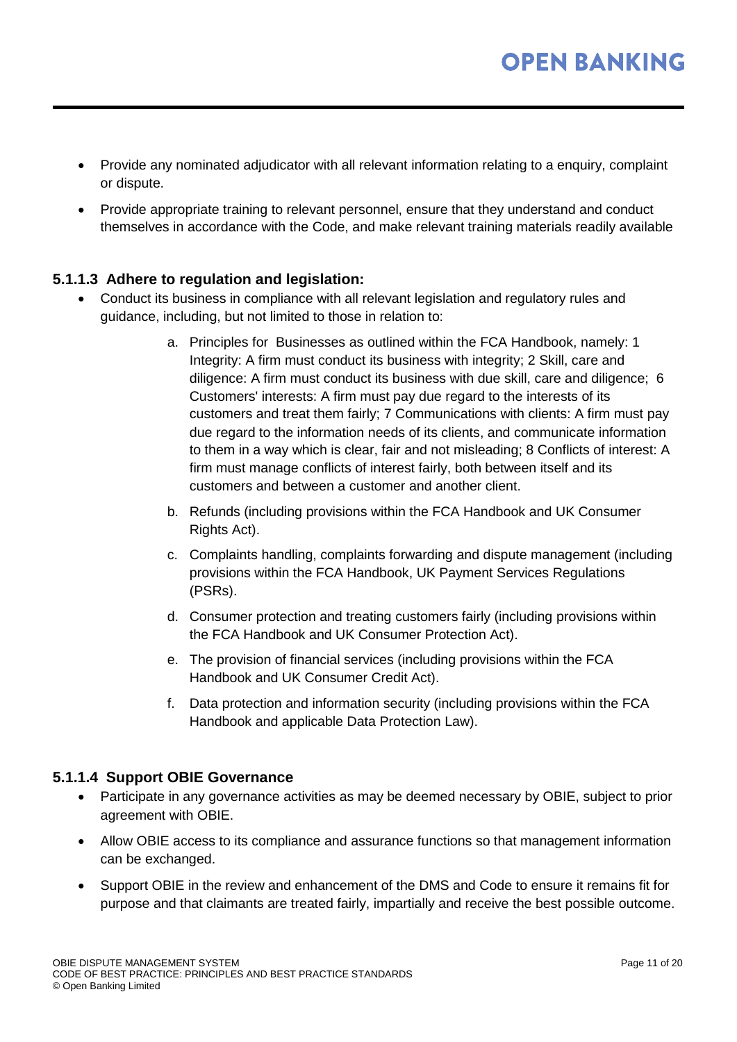- Provide any nominated adjudicator with all relevant information relating to a enquiry, complaint or dispute.
- Provide appropriate training to relevant personnel, ensure that they understand and conduct themselves in accordance with the Code, and make relevant training materials readily available

#### 5.1.1.3 Adhere to regulation and legislation:

- Conduct its business in compliance with all relevant legislation and regulatory rules and guidance, including, but not limited to those in relation to:
  a. Principles for Businesses as outlined within the FCA Handbook, namely: 1 Integrity: A firm must conduct its business with integrity; 2 Skill, care and diligence: A firm must conduct its business with due skill, care and diligence; 6 Customers' interests: A firm must pay due regard to the interests of its customers and treat them fairly; 7 Communications with clients: A firm must pay due regard to the information needs of its clients, and communicate information to them in a way which is clear, fair and not misleading; 8 Conflicts of interest: A firm must manage conflicts of interest fairly, both between itself and its customers and between a customer and another client.
  b. Refunds (including provisions within the FCA Handbook and UK Consumer Rights Act).
  c. Complaints handling, complaints forwarding and dispute management (including provisions within the FCA Handbook, UK Payment Services Regulations (PSRs).
  d. Consumer protection and treating customers fairly (including provisions within the FCA Handbook and UK Consumer Protection Act).
  e. The provision of financial services (including provisions within the FCA Handbook and UK Consumer Credit Act).
  f. Data protection and information security (including provisions within the FCA Handbook and applicable Data Protection Law).

#### 5.1.1.4 Support OBIE Governance

- Participate in any governance activities as may be deemed necessary by OBIE, subject to prior agreement with OBIE.
- Allow OBIE access to its compliance and assurance functions so that management information can be exchanged.
- Support OBIE in the review and enhancement of the DMS and Code to ensure it remains fit for purpose and that claimants are treated fairly, impartially and receive the best possible outcome.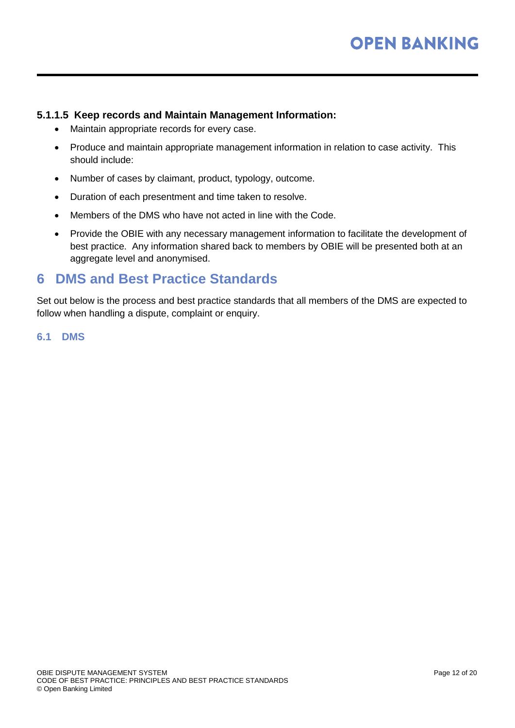#### 5.1.1.5 Keep records and Maintain Management Information:

- Maintain appropriate records for every case.
- Produce and maintain appropriate management information in relation to case activity. This should include:
- Number of cases by claimant, product, typology, outcome.
- Duration of each presentment and time taken to resolve.
- Members of the DMS who have not acted in line with the Code.
- Provide the OBIE with any necessary management information to facilitate the development of best practice. Any information shared back to members by OBIE will be presented both at an aggregate level and anonymised.

# 6 DMS and Best Practice Standards

Set out below is the process and best practice standards that all members of the DMS are expected to follow when handling a dispute, complaint or enquiry.

## 6.1 DMS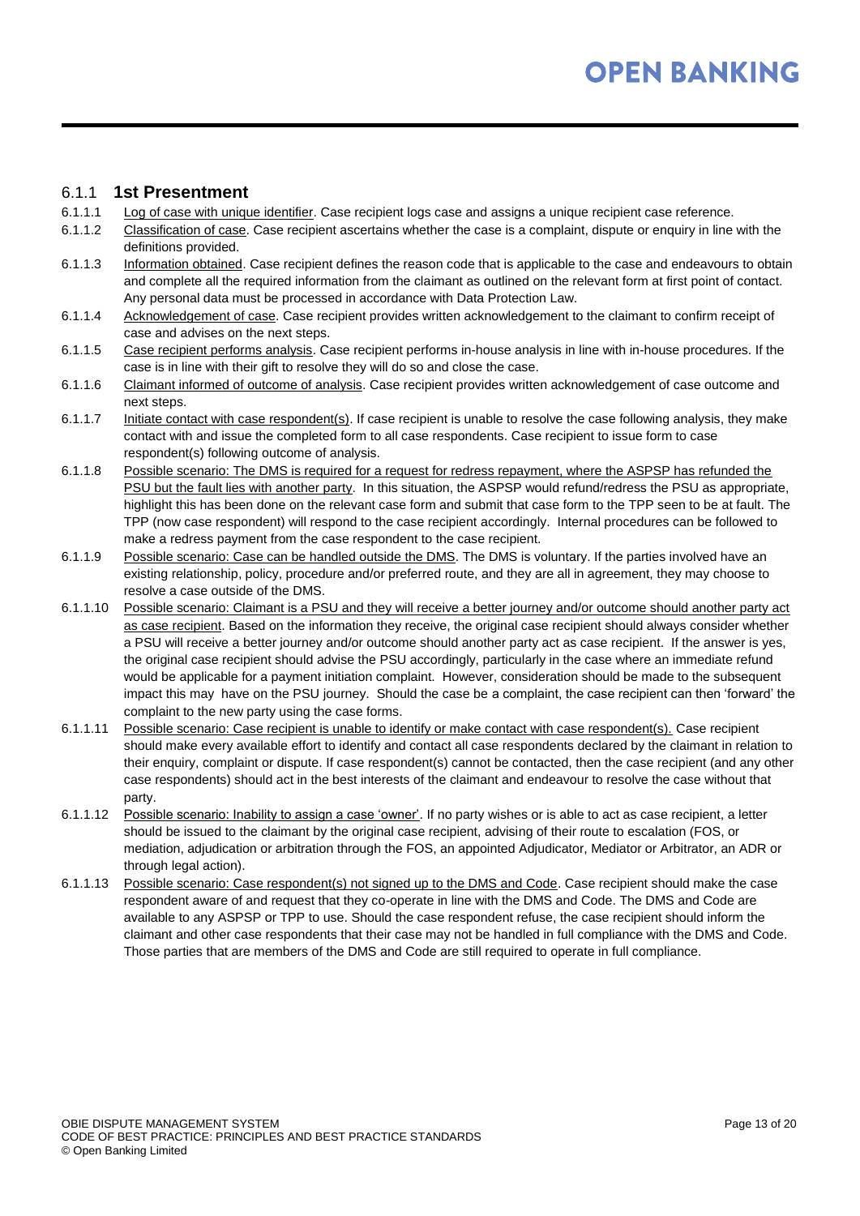### 6.1.1 **1st Presentment**

6.1.1.1 Log of case with unique identifier. Case recipient logs case and assigns a unique recipient case reference.

6.1.1.2 Classification of case. Case recipient ascertains whether the case is a complaint, dispute or enquiry in line with the definitions provided.

6.1.1.3 Information obtained. Case recipient defines the reason code that is applicable to the case and endeavours to obtain and complete all the required information from the claimant as outlined on the relevant form at first point of contact. Any personal data must be processed in accordance with Data Protection Law.

6.1.1.4 Acknowledgement of case. Case recipient provides written acknowledgement to the claimant to confirm receipt of case and advises on the next steps.

6.1.1.5 Case recipient performs analysis. Case recipient performs in-house analysis in line with in-house procedures. If the case is in line with their gift to resolve they will do so and close the case.

6.1.1.6 Claimant informed of outcome of analysis. Case recipient provides written acknowledgement of case outcome and next steps.

6.1.1.7 Initiate contact with case respondent(s). If case recipient is unable to resolve the case following analysis, they make contact with and issue the completed form to all case respondents. Case recipient to issue form to case respondent(s) following outcome of analysis.

6.1.1.8 Possible scenario: The DMS is required for a request for redress repayment, where the ASPSP has refunded the PSU but the fault lies with another party. In this situation, the ASPSP would refund/redress the PSU as appropriate, highlight this has been done on the relevant case form and submit that case form to the TPP seen to be at fault. The TPP (now case respondent) will respond to the case recipient accordingly. Internal procedures can be followed to make a redress payment from the case respondent to the case recipient.

6.1.1.9 Possible scenario: Case can be handled outside the DMS. The DMS is voluntary. If the parties involved have an existing relationship, policy, procedure and/or preferred route, and they are all in agreement, they may choose to resolve a case outside of the DMS.

6.1.1.10 Possible scenario: Claimant is a PSU and they will receive a better journey and/or outcome should another party act as case recipient. Based on the information they receive, the original case recipient should always consider whether a PSU will receive a better journey and/or outcome should another party act as case recipient. If the answer is yes, the original case recipient should advise the PSU accordingly, particularly in the case where an immediate refund would be applicable for a payment initiation complaint. However, consideration should be made to the subsequent impact this may have on the PSU journey. Should the case be a complaint, the case recipient can then 'forward' the complaint to the new party using the case forms.

6.1.1.11 Possible scenario: Case recipient is unable to identify or make contact with case respondent(s). Case recipient should make every available effort to identify and contact all case respondents declared by the claimant in relation to their enquiry, complaint or dispute. If case respondent(s) cannot be contacted, then the case recipient (and any other case respondents) should act in the best interests of the claimant and endeavour to resolve the case without that party.

6.1.1.12 Possible scenario: Inability to assign a case 'owner'. If no party wishes or is able to act as case recipient, a letter should be issued to the claimant by the original case recipient, advising of their route to escalation (FOS, or mediation, adjudication or arbitration through the FOS, an appointed Adjudicator, Mediator or Arbitrator, an ADR or through legal action).

6.1.1.13 Possible scenario: Case respondent(s) not signed up to the DMS and Code. Case recipient should make the case respondent aware of and request that they co-operate in line with the DMS and Code. The DMS and Code are available to any ASPSP or TPP to use. Should the case respondent refuse, the case recipient should inform the claimant and other case respondents that their case may not be handled in full compliance with the DMS and Code. Those parties that are members of the DMS and Code are still required to operate in full compliance.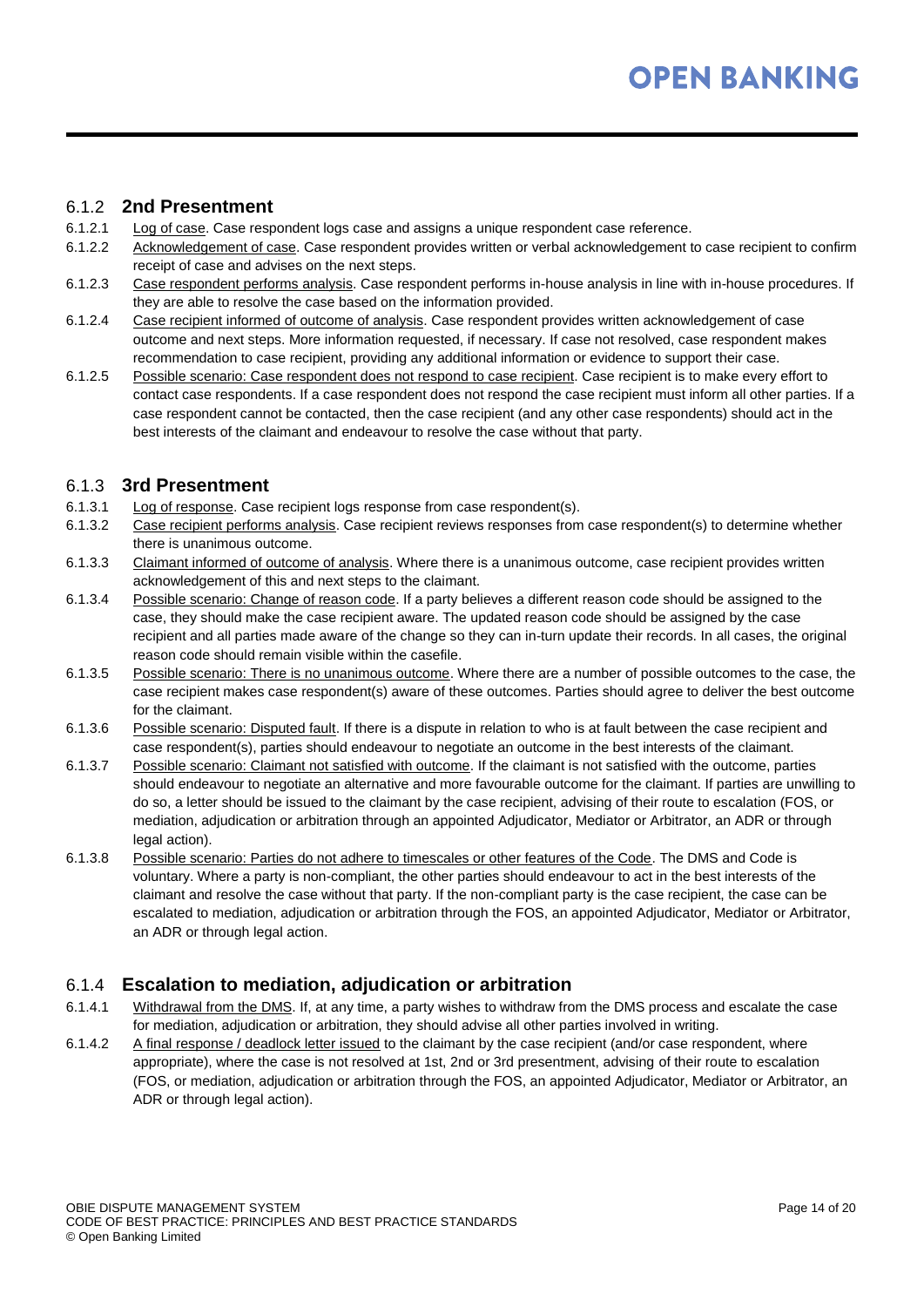### 6.1.2 2nd Presentment

6.1.2.1 Log of case. Case respondent logs case and assigns a unique respondent case reference.

6.1.2.2 Acknowledgement of case. Case respondent provides written or verbal acknowledgement to case recipient to confirm receipt of case and advises on the next steps.

6.1.2.3 Case respondent performs analysis. Case respondent performs in-house analysis in line with in-house procedures. If they are able to resolve the case based on the information provided.

6.1.2.4 Case recipient informed of outcome of analysis. Case respondent provides written acknowledgement of case outcome and next steps. More information requested, if necessary. If case not resolved, case respondent makes recommendation to case recipient, providing any additional information or evidence to support their case.

6.1.2.5 Possible scenario: Case respondent does not respond to case recipient. Case recipient is to make every effort to contact case respondents. If a case respondent does not respond the case recipient must inform all other parties. If a case respondent cannot be contacted, then the case recipient (and any other case respondents) should act in the best interests of the claimant and endeavour to resolve the case without that party.

### 6.1.3 3rd Presentment

6.1.3.1 Log of response. Case recipient logs response from case respondent(s).

6.1.3.2 Case recipient performs analysis. Case recipient reviews responses from case respondent(s) to determine whether there is unanimous outcome.

6.1.3.3 Claimant informed of outcome of analysis. Where there is a unanimous outcome, case recipient provides written acknowledgement of this and next steps to the claimant.

6.1.3.4 Possible scenario: Change of reason code. If a party believes a different reason code should be assigned to the case, they should make the case recipient aware. The updated reason code should be assigned by the case recipient and all parties made aware of the change so they can in-turn update their records. In all cases, the original reason code should remain visible within the casefile.

6.1.3.5 Possible scenario: There is no unanimous outcome. Where there are a number of possible outcomes to the case, the case recipient makes case respondent(s) aware of these outcomes. Parties should agree to deliver the best outcome for the claimant.

6.1.3.6 Possible scenario: Disputed fault. If there is a dispute in relation to who is at fault between the case recipient and case respondent(s), parties should endeavour to negotiate an outcome in the best interests of the claimant.

6.1.3.7 Possible scenario: Claimant not satisfied with outcome. If the claimant is not satisfied with the outcome, parties should endeavour to negotiate an alternative and more favourable outcome for the claimant. If parties are unwilling to do so, a letter should be issued to the claimant by the case recipient, advising of their route to escalation (FOS, or mediation, adjudication or arbitration through an appointed Adjudicator, Mediator or Arbitrator, an ADR or through legal action).

6.1.3.8 Possible scenario: Parties do not adhere to timescales or other features of the Code. The DMS and Code is voluntary. Where a party is non-compliant, the other parties should endeavour to act in the best interests of the claimant and resolve the case without that party. If the non-compliant party is the case recipient, the case can be escalated to mediation, adjudication or arbitration through the FOS, an appointed Adjudicator, Mediator or Arbitrator, an ADR or through legal action.

### 6.1.4 Escalation to mediation, adjudication or arbitration

6.1.4.1 Withdrawal from the DMS. If, at any time, a party wishes to withdraw from the DMS process and escalate the case for mediation, adjudication or arbitration, they should advise all other parties involved in writing.

6.1.4.2 A final response / deadlock letter issued to the claimant by the case recipient (and/or case respondent, where appropriate), where the case is not resolved at 1st, 2nd or 3rd presentment, advising of their route to escalation (FOS, or mediation, adjudication or arbitration through the FOS, an appointed Adjudicator, Mediator or Arbitrator, an ADR or through legal action).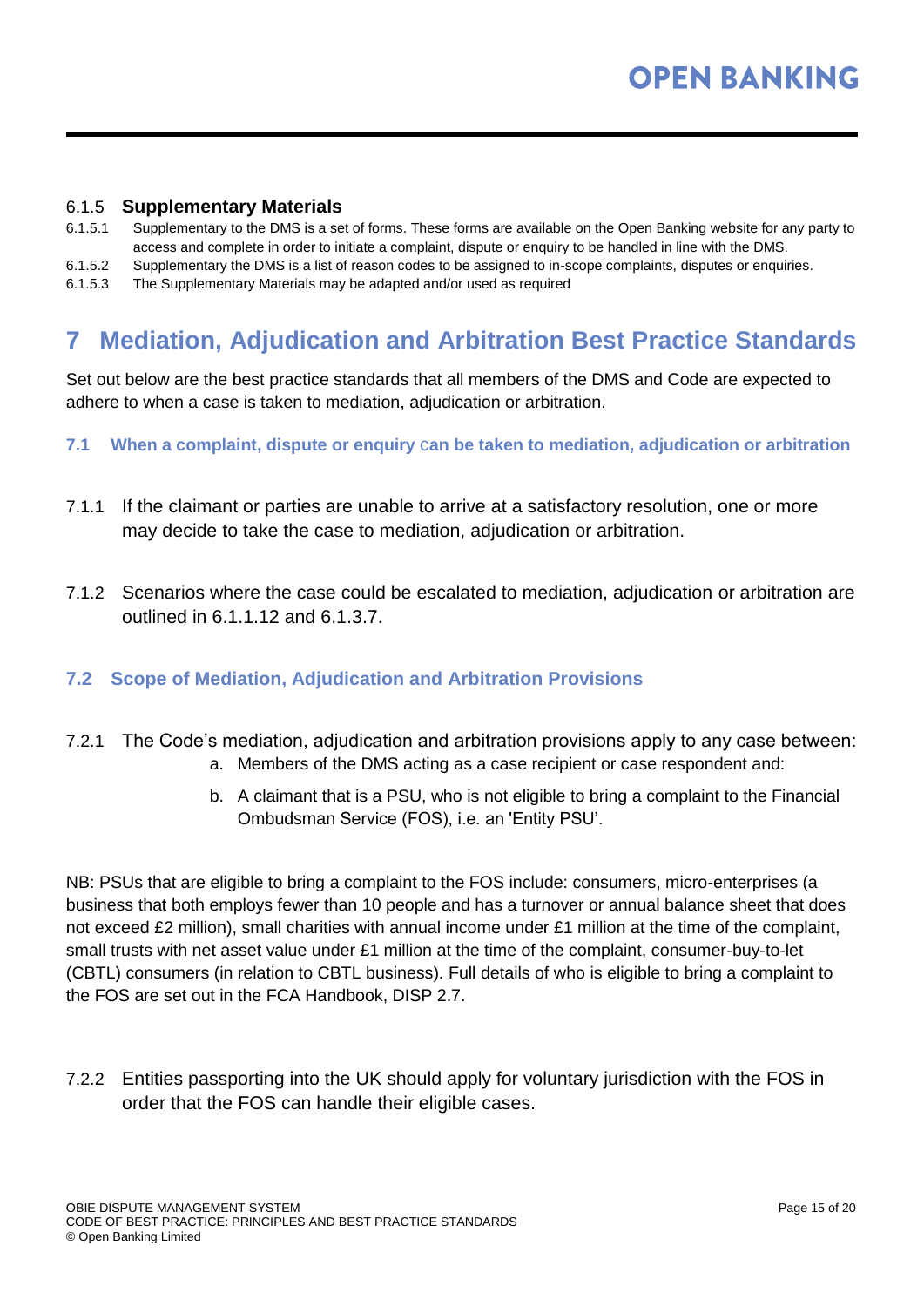### 6.1.5 Supplementary Materials

6.1.5.1 Supplementary to the DMS is a set of forms. These forms are available on the Open Banking website for any party to access and complete in order to initiate a complaint, dispute or enquiry to be handled in line with the DMS.

6.1.5.2 Supplementary the DMS is a list of reason codes to be assigned to in-scope complaints, disputes or enquiries.

6.1.5.3 The Supplementary Materials may be adapted and/or used as required

# 7 Mediation, Adjudication and Arbitration Best Practice Standards

Set out below are the best practice standards that all members of the DMS and Code are expected to adhere to when a case is taken to mediation, adjudication or arbitration.

## 7.1 When a complaint, dispute or enquiry can be taken to mediation, adjudication or arbitration

7.1.1 If the claimant or parties are unable to arrive at a satisfactory resolution, one or more may decide to take the case to mediation, adjudication or arbitration.

7.1.2 Scenarios where the case could be escalated to mediation, adjudication or arbitration are outlined in 6.1.1.12 and 6.1.3.7.

## 7.2 Scope of Mediation, Adjudication and Arbitration Provisions

7.2.1 The Code's mediation, adjudication and arbitration provisions apply to any case between:

a. Members of the DMS acting as a case recipient or case respondent and:

b. A claimant that is a PSU, who is not eligible to bring a complaint to the Financial Ombudsman Service (FOS), i.e. an 'Entity PSU'.

NB: PSUs that are eligible to bring a complaint to the FOS include: consumers, micro-enterprises (a business that both employs fewer than 10 people and has a turnover or annual balance sheet that does not exceed £2 million), small charities with annual income under £1 million at the time of the complaint, small trusts with net asset value under £1 million at the time of the complaint, consumer-buy-to-let (CBTL) consumers (in relation to CBTL business). Full details of who is eligible to bring a complaint to the FOS are set out in the FCA Handbook, DISP 2.7.

7.2.2 Entities passporting into the UK should apply for voluntary jurisdiction with the FOS in order that the FOS can handle their eligible cases.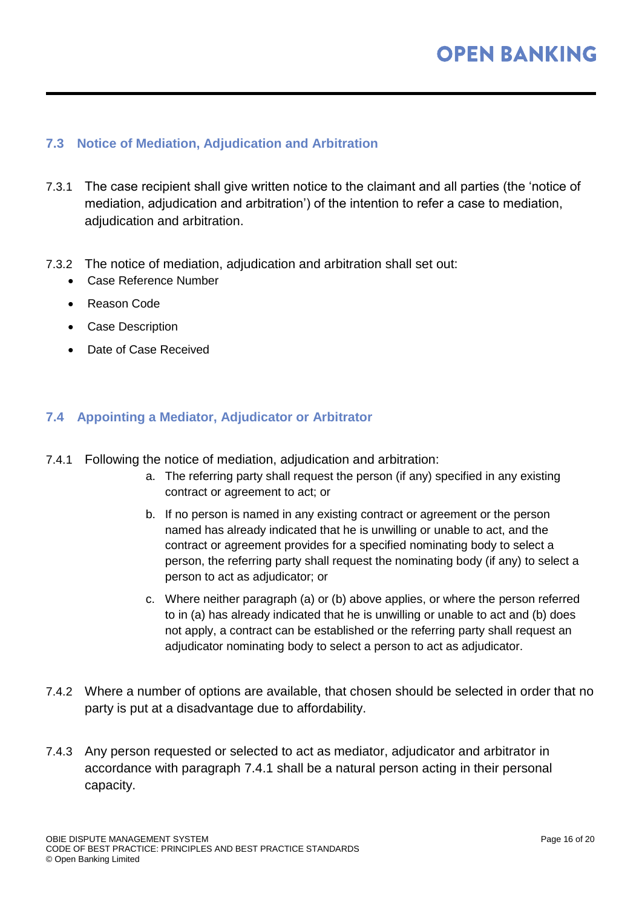### 7.3 Notice of Mediation, Adjudication and Arbitration

7.3.1 The case recipient shall give written notice to the claimant and all parties (the 'notice of mediation, adjudication and arbitration') of the intention to refer a case to mediation, adjudication and arbitration.

7.3.2 The notice of mediation, adjudication and arbitration shall set out:

- Case Reference Number
- Reason Code
- Case Description
- Date of Case Received

### 7.4 Appointing a Mediator, Adjudicator or Arbitrator

7.4.1 Following the notice of mediation, adjudication and arbitration:

a. The referring party shall request the person (if any) specified in any existing contract or agreement to act; or

b. If no person is named in any existing contract or agreement or the person named has already indicated that he is unwilling or unable to act, and the contract or agreement provides for a specified nominating body to select a person, the referring party shall request the nominating body (if any) to select a person to act as adjudicator; or

c. Where neither paragraph (a) or (b) above applies, or where the person referred to in (a) has already indicated that he is unwilling or unable to act and (b) does not apply, a contract can be established or the referring party shall request an adjudicator nominating body to select a person to act as adjudicator.

7.4.2 Where a number of options are available, that chosen should be selected in order that no party is put at a disadvantage due to affordability.

7.4.3 Any person requested or selected to act as mediator, adjudicator and arbitrator in accordance with paragraph 7.4.1 shall be a natural person acting in their personal capacity.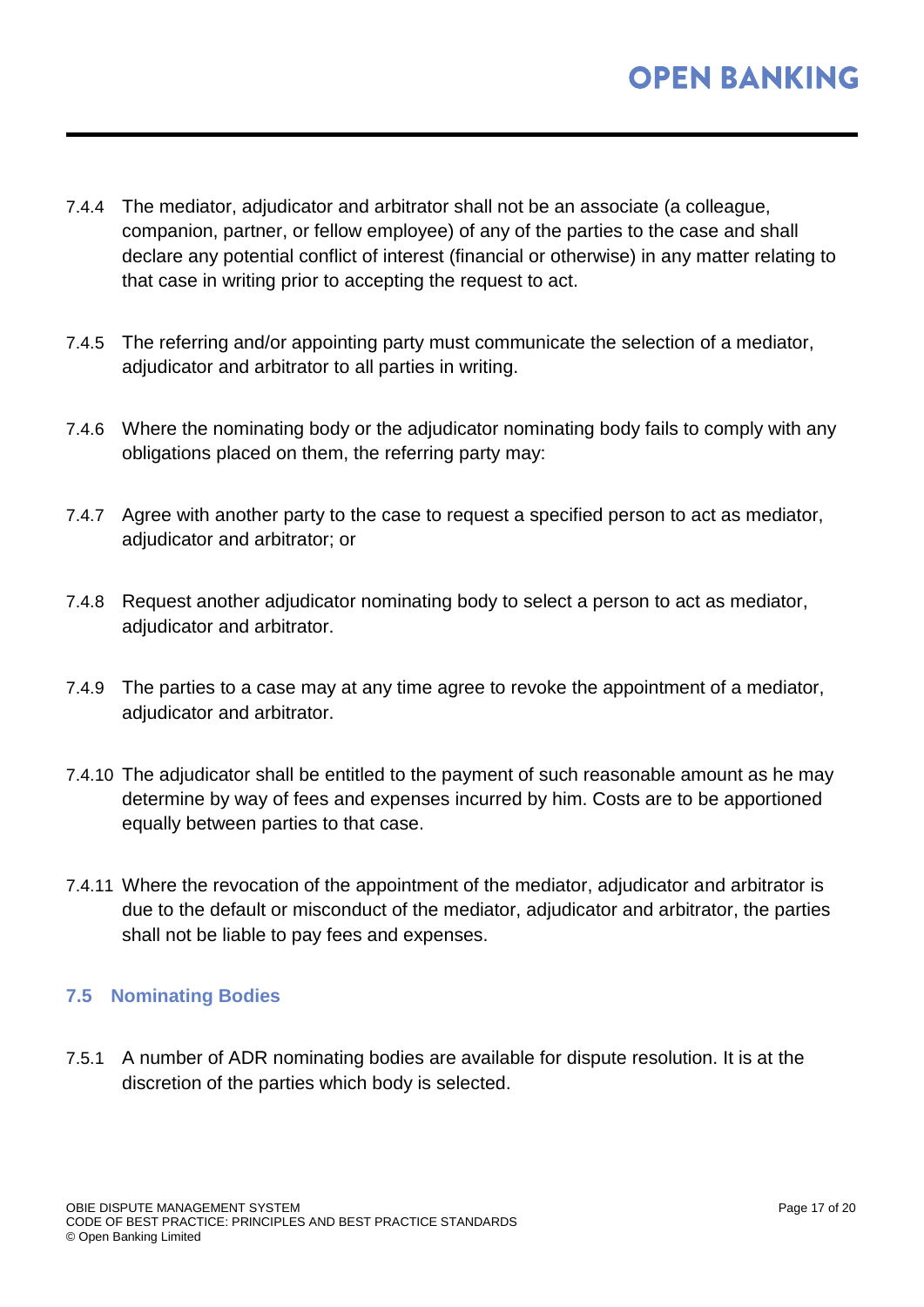7.4.4 The mediator, adjudicator and arbitrator shall not be an associate (a colleague, companion, partner, or fellow employee) of any of the parties to the case and shall declare any potential conflict of interest (financial or otherwise) in any matter relating to that case in writing prior to accepting the request to act.

7.4.5 The referring and/or appointing party must communicate the selection of a mediator, adjudicator and arbitrator to all parties in writing.

7.4.6 Where the nominating body or the adjudicator nominating body fails to comply with any obligations placed on them, the referring party may:

7.4.7 Agree with another party to the case to request a specified person to act as mediator, adjudicator and arbitrator; or

7.4.8 Request another adjudicator nominating body to select a person to act as mediator, adjudicator and arbitrator.

7.4.9 The parties to a case may at any time agree to revoke the appointment of a mediator, adjudicator and arbitrator.

7.4.10 The adjudicator shall be entitled to the payment of such reasonable amount as he may determine by way of fees and expenses incurred by him. Costs are to be apportioned equally between parties to that case.

7.4.11 Where the revocation of the appointment of the mediator, adjudicator and arbitrator is due to the default or misconduct of the mediator, adjudicator and arbitrator, the parties shall not be liable to pay fees and expenses.

### 7.5 Nominating Bodies

7.5.1 A number of ADR nominating bodies are available for dispute resolution. It is at the discretion of the parties which body is selected.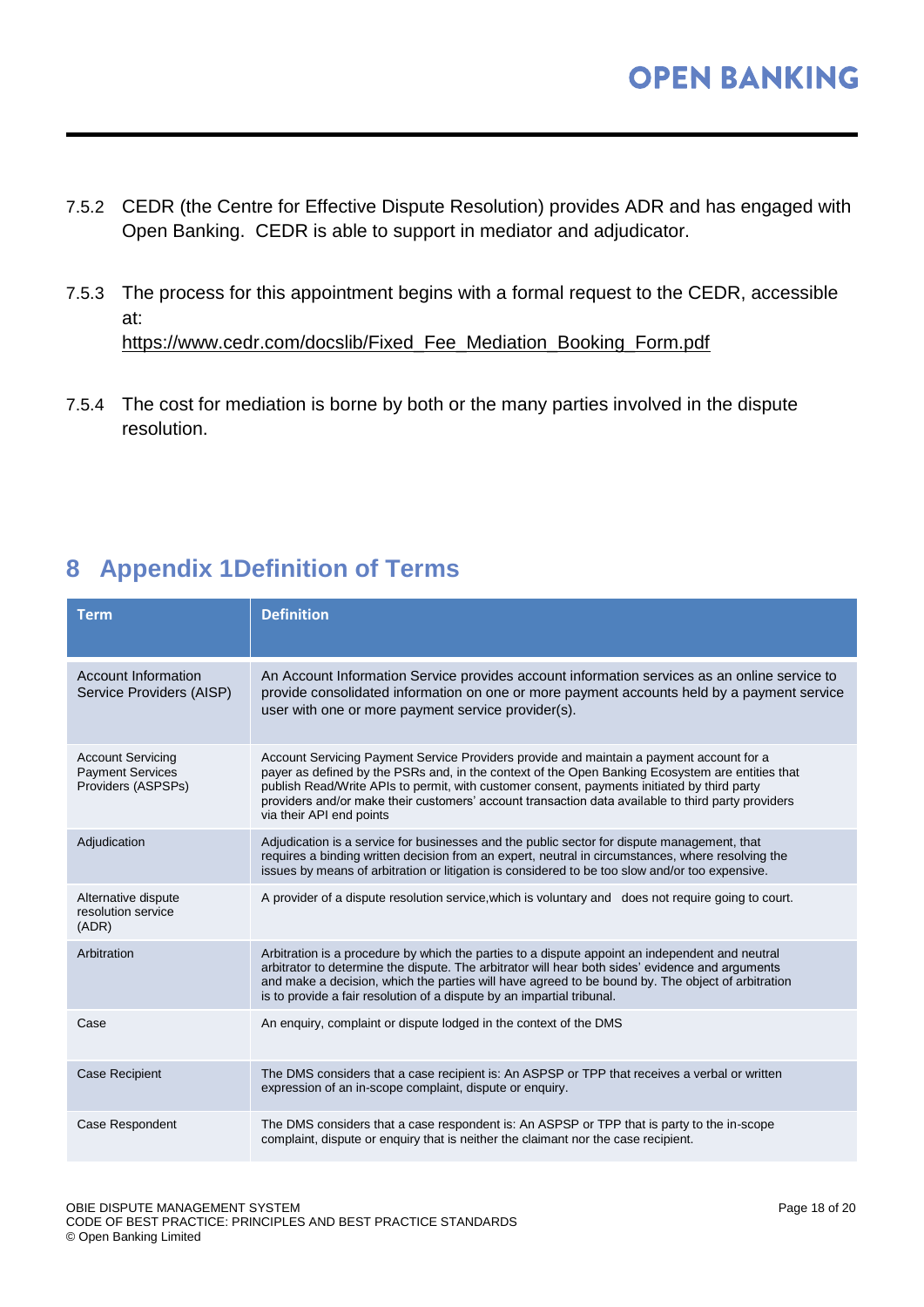7.5.2 CEDR (the Centre for Effective Dispute Resolution) provides ADR and has engaged with Open Banking. CEDR is able to support in mediator and adjudicator.

7.5.3 The process for this appointment begins with a formal request to the CEDR, accessible at:
https://www.cedr.com/docslib/Fixed_Fee_Mediation_Booking_Form.pdf

7.5.4 The cost for mediation is borne by both or the many parties involved in the dispute resolution.

# 8 Appendix 1Definition of Terms

| Term | Definition |
|---|---|
| Account Information Service Providers (AISP) | An Account Information Service provides account information services as an online service to provide consolidated information on one or more payment accounts held by a payment service user with one or more payment service provider(s). |
| Account Servicing Payment Services Providers (ASPSPs) | Account Servicing Payment Service Providers provide and maintain a payment account for a payer as defined by the PSRs and, in the context of the Open Banking Ecosystem are entities that publish Read/Write APIs to permit, with customer consent, payments initiated by third party providers and/or make their customers' account transaction data available to third party providers via their API end points |
| Adjudication | Adjudication is a service for businesses and the public sector for dispute management, that requires a binding written decision from an expert, neutral in circumstances, where resolving the issues by means of arbitration or litigation is considered to be too slow and/or too expensive. |
| Alternative dispute resolution service (ADR) | A provider of a dispute resolution service,which is voluntary and does not require going to court. |
| Arbitration | Arbitration is a procedure by which the parties to a dispute appoint an independent and neutral arbitrator to determine the dispute. The arbitrator will hear both sides' evidence and arguments and make a decision, which the parties will have agreed to be bound by. The object of arbitration is to provide a fair resolution of a dispute by an impartial tribunal. |
| Case | An enquiry, complaint or dispute lodged in the context of the DMS |
| Case Recipient | The DMS considers that a case recipient is: An ASPSP or TPP that receives a verbal or written expression of an in-scope complaint, dispute or enquiry. |
| Case Respondent | The DMS considers that a case respondent is: An ASPSP or TPP that is party to the in-scope complaint, dispute or enquiry that is neither the claimant nor the case recipient. |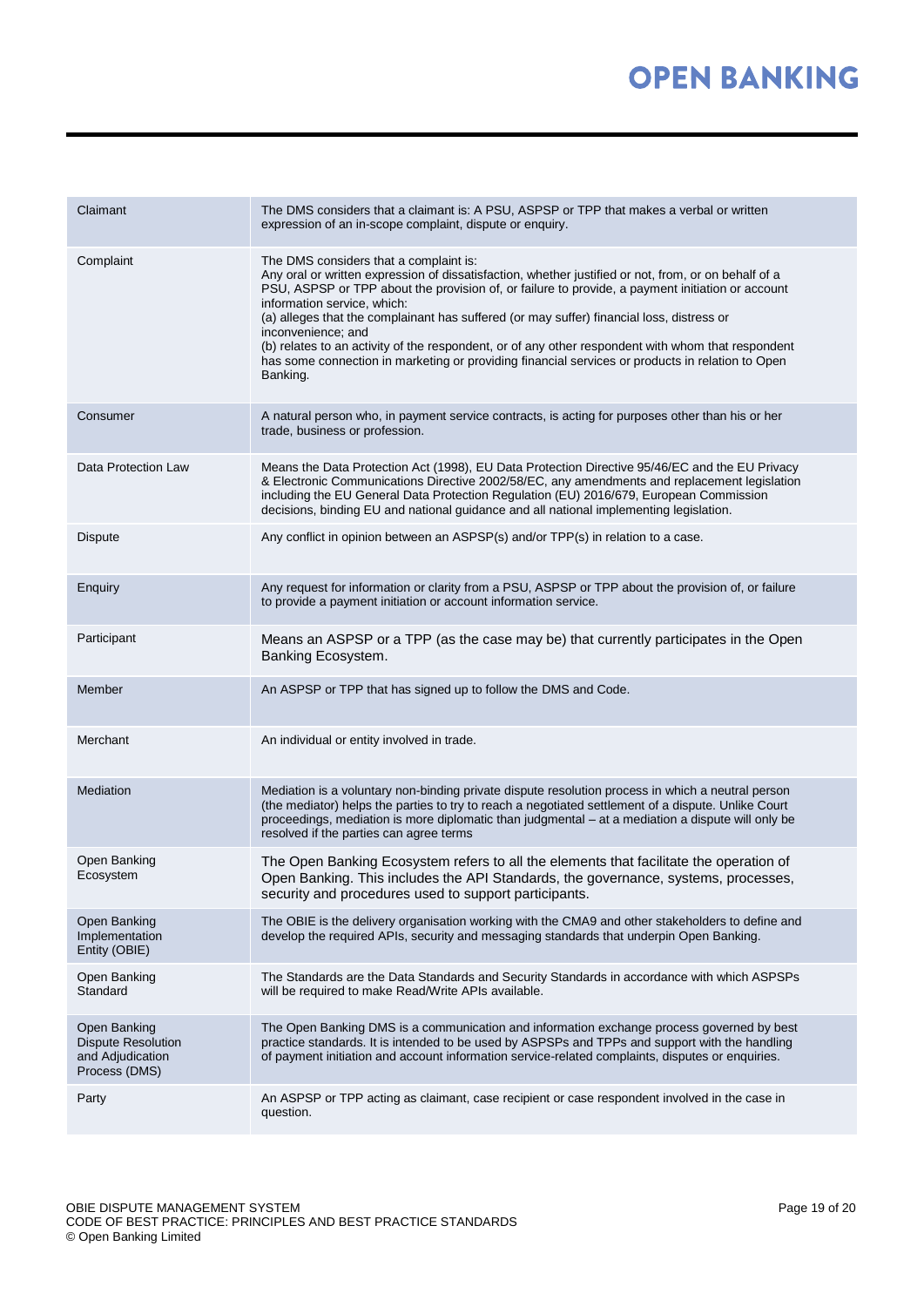| | |
|---|---|
| Claimant | The DMS considers that a claimant is: A PSU, ASPSP or TPP that makes a verbal or written expression of an in-scope complaint, dispute or enquiry. |
| Complaint | The DMS considers that a complaint is:<br>Any oral or written expression of dissatisfaction, whether justified or not, from, or on behalf of a PSU, ASPSP or TPP about the provision of, or failure to provide, a payment initiation or account information service, which:<br>(a) alleges that the complainant has suffered (or may suffer) financial loss, distress or inconvenience; and<br>(b) relates to an activity of the respondent, or of any other respondent with whom that respondent has some connection in marketing or providing financial services or products in relation to Open Banking. |
| Consumer | A natural person who, in payment service contracts, is acting for purposes other than his or her trade, business or profession. |
| Data Protection Law | Means the Data Protection Act (1998), EU Data Protection Directive 95/46/EC and the EU Privacy & Electronic Communications Directive 2002/58/EC, any amendments and replacement legislation including the EU General Data Protection Regulation (EU) 2016/679, European Commission decisions, binding EU and national guidance and all national implementing legislation. |
| Dispute | Any conflict in opinion between an ASPSP(s) and/or TPP(s) in relation to a case. |
| Enquiry | Any request for information or clarity from a PSU, ASPSP or TPP about the provision of, or failure to provide a payment initiation or account information service. |
| Participant | Means an ASPSP or a TPP (as the case may be) that currently participates in the Open Banking Ecosystem. |
| Member | An ASPSP or TPP that has signed up to follow the DMS and Code. |
| Merchant | An individual or entity involved in trade. |
| Mediation | Mediation is a voluntary non-binding private dispute resolution process in which a neutral person (the mediator) helps the parties to try to reach a negotiated settlement of a dispute. Unlike Court proceedings, mediation is more diplomatic than judgmental – at a mediation a dispute will only be resolved if the parties can agree terms |
| Open Banking Ecosystem | The Open Banking Ecosystem refers to all the elements that facilitate the operation of Open Banking. This includes the API Standards, the governance, systems, processes, security and procedures used to support participants. |
| Open Banking Implementation Entity (OBIE) | The OBIE is the delivery organisation working with the CMA9 and other stakeholders to define and develop the required APIs, security and messaging standards that underpin Open Banking. |
| Open Banking Standard | The Standards are the Data Standards and Security Standards in accordance with which ASPSPs will be required to make Read/Write APIs available. |
| Open Banking Dispute Resolution and Adjudication Process (DMS) | The Open Banking DMS is a communication and information exchange process governed by best practice standards. It is intended to be used by ASPSPs and TPPs and support with the handling of payment initiation and account information service-related complaints, disputes or enquiries. |
| Party | An ASPSP or TPP acting as claimant, case recipient or case respondent involved in the case in question. |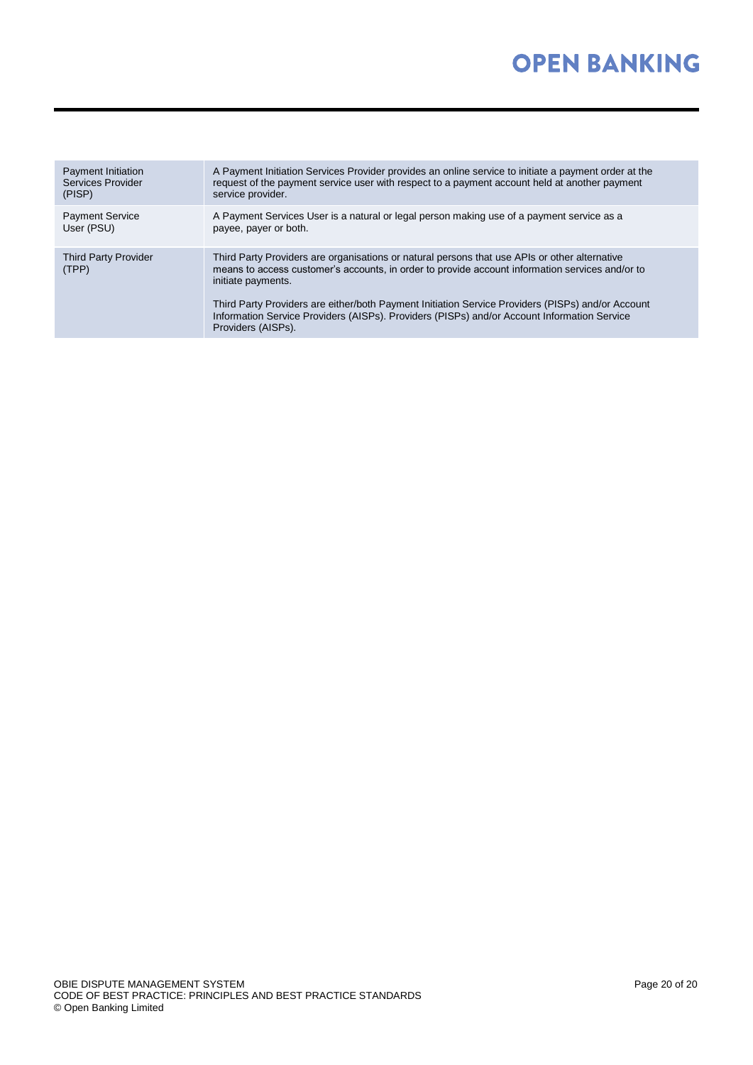| | |
|---|---|
| Payment Initiation Services Provider (PISP) | A Payment Initiation Services Provider provides an online service to initiate a payment order at the request of the payment service user with respect to a payment account held at another payment service provider. |
| Payment Service User (PSU) | A Payment Services User is a natural or legal person making use of a payment service as a payee, payer or both. |
| Third Party Provider (TPP) | Third Party Providers are organisations or natural persons that use APIs or other alternative means to access customer's accounts, in order to provide account information services and/or to initiate payments.<br><br>Third Party Providers are either/both Payment Initiation Service Providers (PISPs) and/or Account Information Service Providers (AISPs). Providers (PISPs) and/or Account Information Service Providers (AISPs). |